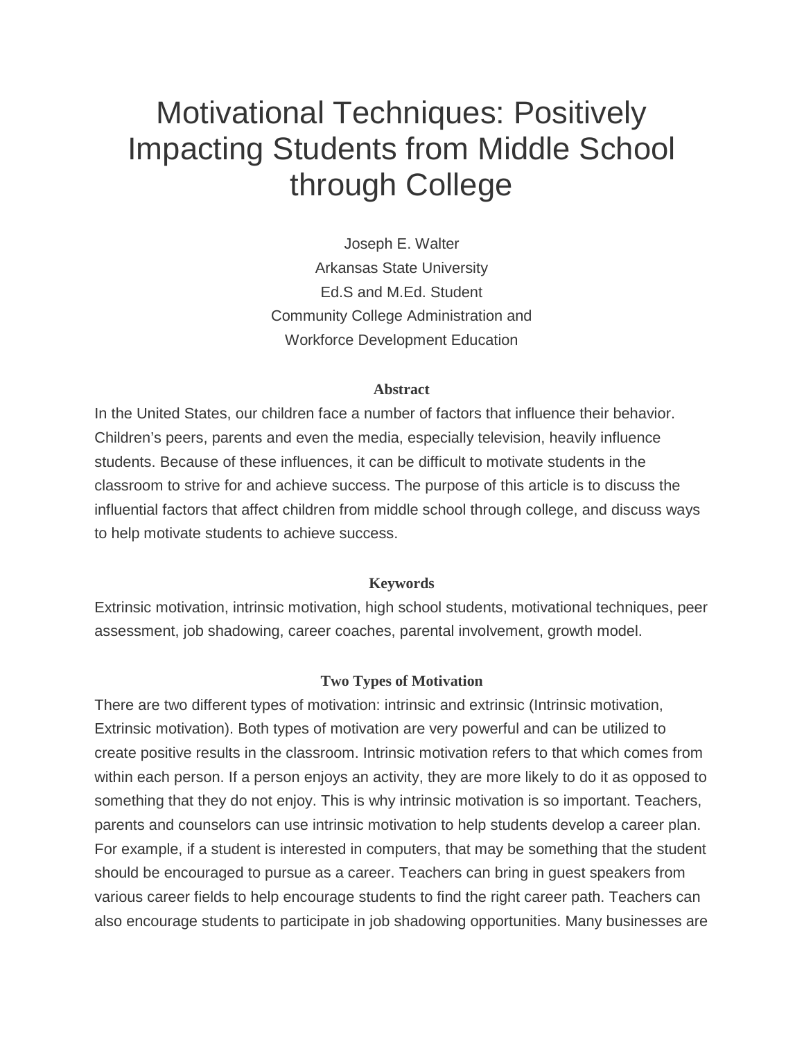# Motivational Techniques: Positively Impacting Students from Middle School through College

Joseph E. Walter
Arkansas State University
Ed.S and M.Ed. Student
Community College Administration and
Workforce Development Education

## Abstract

In the United States, our children face a number of factors that influence their behavior. Children's peers, parents and even the media, especially television, heavily influence students. Because of these influences, it can be difficult to motivate students in the classroom to strive for and achieve success. The purpose of this article is to discuss the influential factors that affect children from middle school through college, and discuss ways to help motivate students to achieve success.

## Keywords

Extrinsic motivation, intrinsic motivation, high school students, motivational techniques, peer assessment, job shadowing, career coaches, parental involvement, growth model.

## Two Types of Motivation

There are two different types of motivation: intrinsic and extrinsic (Intrinsic motivation, Extrinsic motivation). Both types of motivation are very powerful and can be utilized to create positive results in the classroom. Intrinsic motivation refers to that which comes from within each person. If a person enjoys an activity, they are more likely to do it as opposed to something that they do not enjoy. This is why intrinsic motivation is so important. Teachers, parents and counselors can use intrinsic motivation to help students develop a career plan. For example, if a student is interested in computers, that may be something that the student should be encouraged to pursue as a career. Teachers can bring in guest speakers from various career fields to help encourage students to find the right career path. Teachers can also encourage students to participate in job shadowing opportunities. Many businesses are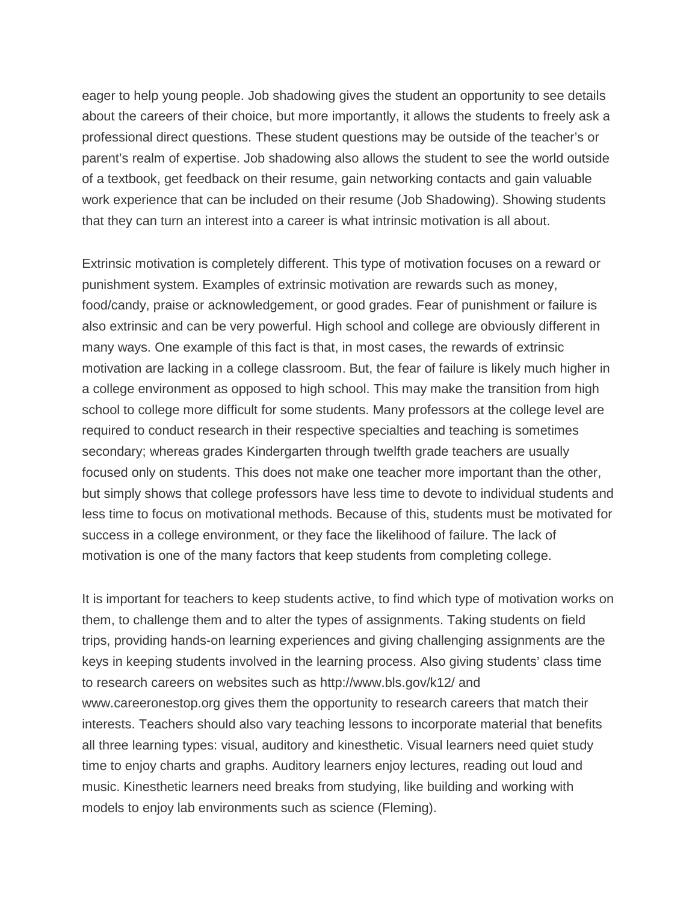eager to help young people. Job shadowing gives the student an opportunity to see details about the careers of their choice, but more importantly, it allows the students to freely ask a professional direct questions. These student questions may be outside of the teacher's or parent's realm of expertise. Job shadowing also allows the student to see the world outside of a textbook, get feedback on their resume, gain networking contacts and gain valuable work experience that can be included on their resume (Job Shadowing). Showing students that they can turn an interest into a career is what intrinsic motivation is all about.

Extrinsic motivation is completely different. This type of motivation focuses on a reward or punishment system. Examples of extrinsic motivation are rewards such as money, food/candy, praise or acknowledgement, or good grades. Fear of punishment or failure is also extrinsic and can be very powerful. High school and college are obviously different in many ways. One example of this fact is that, in most cases, the rewards of extrinsic motivation are lacking in a college classroom. But, the fear of failure is likely much higher in a college environment as opposed to high school. This may make the transition from high school to college more difficult for some students. Many professors at the college level are required to conduct research in their respective specialties and teaching is sometimes secondary; whereas grades Kindergarten through twelfth grade teachers are usually focused only on students. This does not make one teacher more important than the other, but simply shows that college professors have less time to devote to individual students and less time to focus on motivational methods. Because of this, students must be motivated for success in a college environment, or they face the likelihood of failure. The lack of motivation is one of the many factors that keep students from completing college.

It is important for teachers to keep students active, to find which type of motivation works on them, to challenge them and to alter the types of assignments. Taking students on field trips, providing hands-on learning experiences and giving challenging assignments are the keys in keeping students involved in the learning process. Also giving students' class time to research careers on websites such as http://www.bls.gov/k12/ and www.careeronestop.org gives them the opportunity to research careers that match their interests. Teachers should also vary teaching lessons to incorporate material that benefits all three learning types: visual, auditory and kinesthetic. Visual learners need quiet study time to enjoy charts and graphs. Auditory learners enjoy lectures, reading out loud and music. Kinesthetic learners need breaks from studying, like building and working with models to enjoy lab environments such as science (Fleming).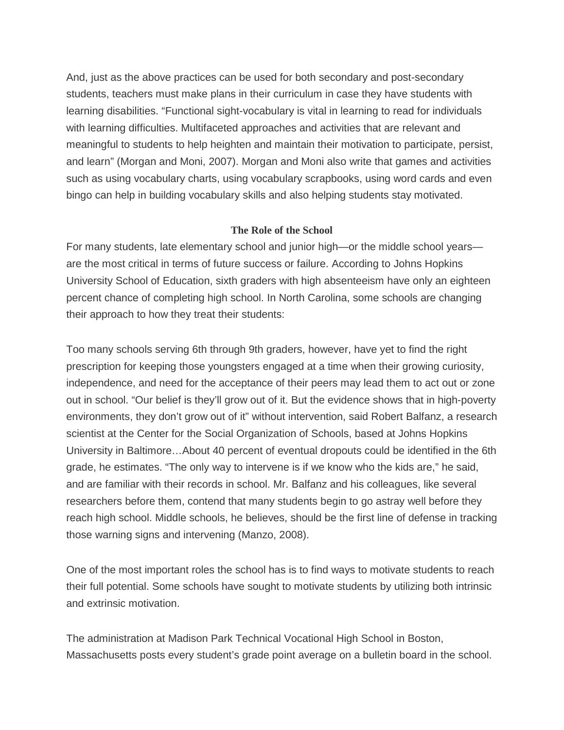And, just as the above practices can be used for both secondary and post-secondary students, teachers must make plans in their curriculum in case they have students with learning disabilities. “Functional sight-vocabulary is vital in learning to read for individuals with learning difficulties. Multifaceted approaches and activities that are relevant and meaningful to students to help heighten and maintain their motivation to participate, persist, and learn” (Morgan and Moni, 2007). Morgan and Moni also write that games and activities such as using vocabulary charts, using vocabulary scrapbooks, using word cards and even bingo can help in building vocabulary skills and also helping students stay motivated.

## The Role of the School

For many students, late elementary school and junior high—or the middle school years—are the most critical in terms of future success or failure. According to Johns Hopkins University School of Education, sixth graders with high absenteeism have only an eighteen percent chance of completing high school. In North Carolina, some schools are changing their approach to how they treat their students:

Too many schools serving 6th through 9th graders, however, have yet to find the right prescription for keeping those youngsters engaged at a time when their growing curiosity, independence, and need for the acceptance of their peers may lead them to act out or zone out in school. “Our belief is they’ll grow out of it. But the evidence shows that in high-poverty environments, they don’t grow out of it” without intervention, said Robert Balfanz, a research scientist at the Center for the Social Organization of Schools, based at Johns Hopkins University in Baltimore…About 40 percent of eventual dropouts could be identified in the 6th grade, he estimates. “The only way to intervene is if we know who the kids are,” he said, and are familiar with their records in school. Mr. Balfanz and his colleagues, like several researchers before them, contend that many students begin to go astray well before they reach high school. Middle schools, he believes, should be the first line of defense in tracking those warning signs and intervening (Manzo, 2008).

One of the most important roles the school has is to find ways to motivate students to reach their full potential. Some schools have sought to motivate students by utilizing both intrinsic and extrinsic motivation.

The administration at Madison Park Technical Vocational High School in Boston, Massachusetts posts every student’s grade point average on a bulletin board in the school.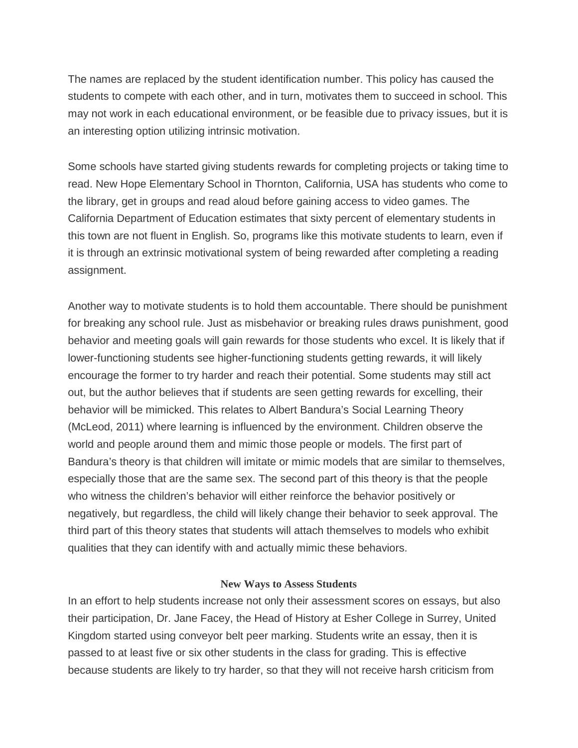The names are replaced by the student identification number. This policy has caused the students to compete with each other, and in turn, motivates them to succeed in school. This may not work in each educational environment, or be feasible due to privacy issues, but it is an interesting option utilizing intrinsic motivation.

Some schools have started giving students rewards for completing projects or taking time to read. New Hope Elementary School in Thornton, California, USA has students who come to the library, get in groups and read aloud before gaining access to video games. The California Department of Education estimates that sixty percent of elementary students in this town are not fluent in English. So, programs like this motivate students to learn, even if it is through an extrinsic motivational system of being rewarded after completing a reading assignment.

Another way to motivate students is to hold them accountable. There should be punishment for breaking any school rule. Just as misbehavior or breaking rules draws punishment, good behavior and meeting goals will gain rewards for those students who excel. It is likely that if lower-functioning students see higher-functioning students getting rewards, it will likely encourage the former to try harder and reach their potential. Some students may still act out, but the author believes that if students are seen getting rewards for excelling, their behavior will be mimicked. This relates to Albert Bandura's Social Learning Theory (McLeod, 2011) where learning is influenced by the environment. Children observe the world and people around them and mimic those people or models. The first part of Bandura's theory is that children will imitate or mimic models that are similar to themselves, especially those that are the same sex. The second part of this theory is that the people who witness the children's behavior will either reinforce the behavior positively or negatively, but regardless, the child will likely change their behavior to seek approval. The third part of this theory states that students will attach themselves to models who exhibit qualities that they can identify with and actually mimic these behaviors.

## New Ways to Assess Students

In an effort to help students increase not only their assessment scores on essays, but also their participation, Dr. Jane Facey, the Head of History at Esher College in Surrey, United Kingdom started using conveyor belt peer marking. Students write an essay, then it is passed to at least five or six other students in the class for grading. This is effective because students are likely to try harder, so that they will not receive harsh criticism from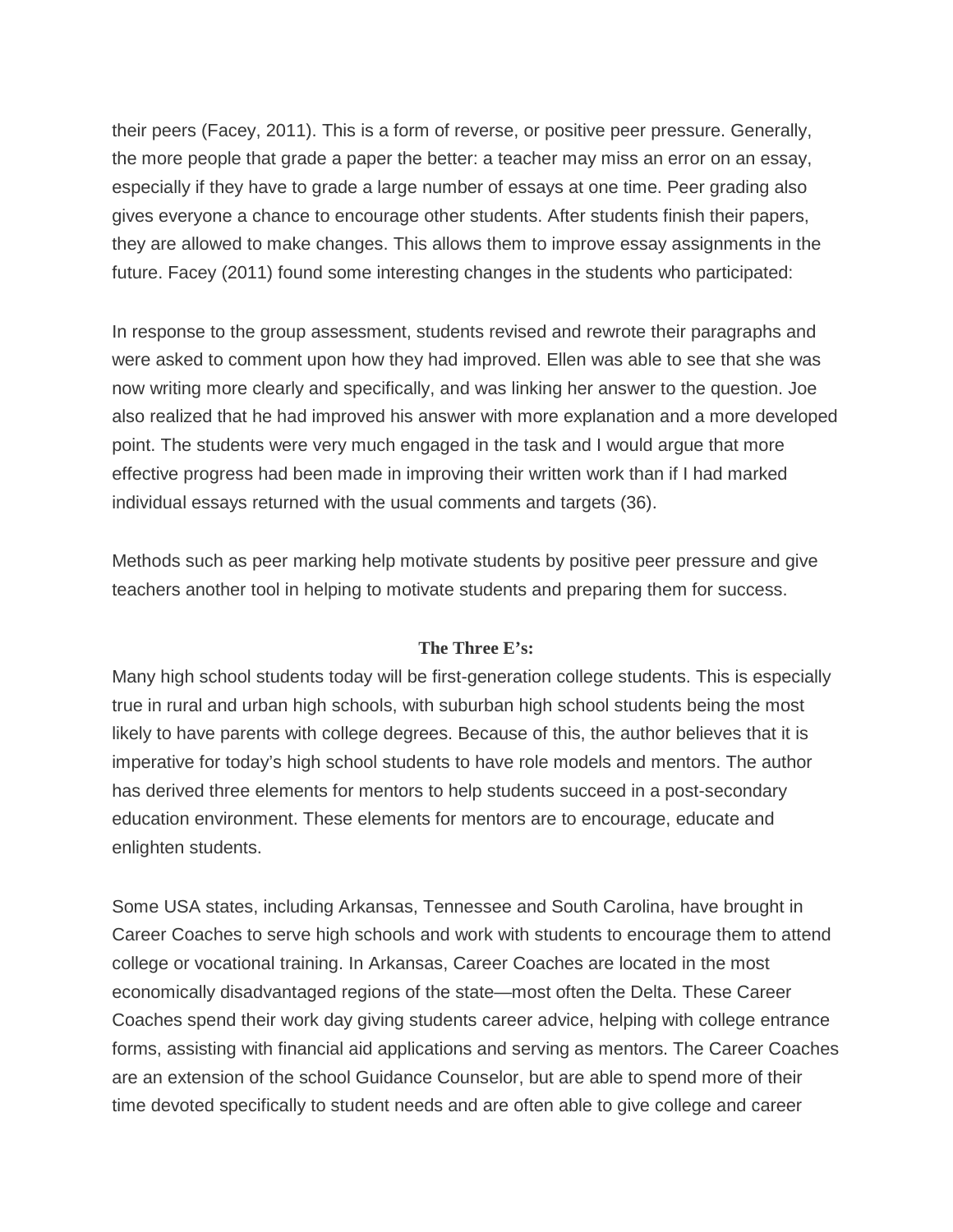their peers (Facey, 2011). This is a form of reverse, or positive peer pressure. Generally, the more people that grade a paper the better: a teacher may miss an error on an essay, especially if they have to grade a large number of essays at one time. Peer grading also gives everyone a chance to encourage other students. After students finish their papers, they are allowed to make changes. This allows them to improve essay assignments in the future. Facey (2011) found some interesting changes in the students who participated:

In response to the group assessment, students revised and rewrote their paragraphs and were asked to comment upon how they had improved. Ellen was able to see that she was now writing more clearly and specifically, and was linking her answer to the question. Joe also realized that he had improved his answer with more explanation and a more developed point. The students were very much engaged in the task and I would argue that more effective progress had been made in improving their written work than if I had marked individual essays returned with the usual comments and targets (36).

Methods such as peer marking help motivate students by positive peer pressure and give teachers another tool in helping to motivate students and preparing them for success.

## The Three E's:

Many high school students today will be first-generation college students. This is especially true in rural and urban high schools, with suburban high school students being the most likely to have parents with college degrees. Because of this, the author believes that it is imperative for today's high school students to have role models and mentors. The author has derived three elements for mentors to help students succeed in a post-secondary education environment. These elements for mentors are to encourage, educate and enlighten students.

Some USA states, including Arkansas, Tennessee and South Carolina, have brought in Career Coaches to serve high schools and work with students to encourage them to attend college or vocational training. In Arkansas, Career Coaches are located in the most economically disadvantaged regions of the state—most often the Delta. These Career Coaches spend their work day giving students career advice, helping with college entrance forms, assisting with financial aid applications and serving as mentors. The Career Coaches are an extension of the school Guidance Counselor, but are able to spend more of their time devoted specifically to student needs and are often able to give college and career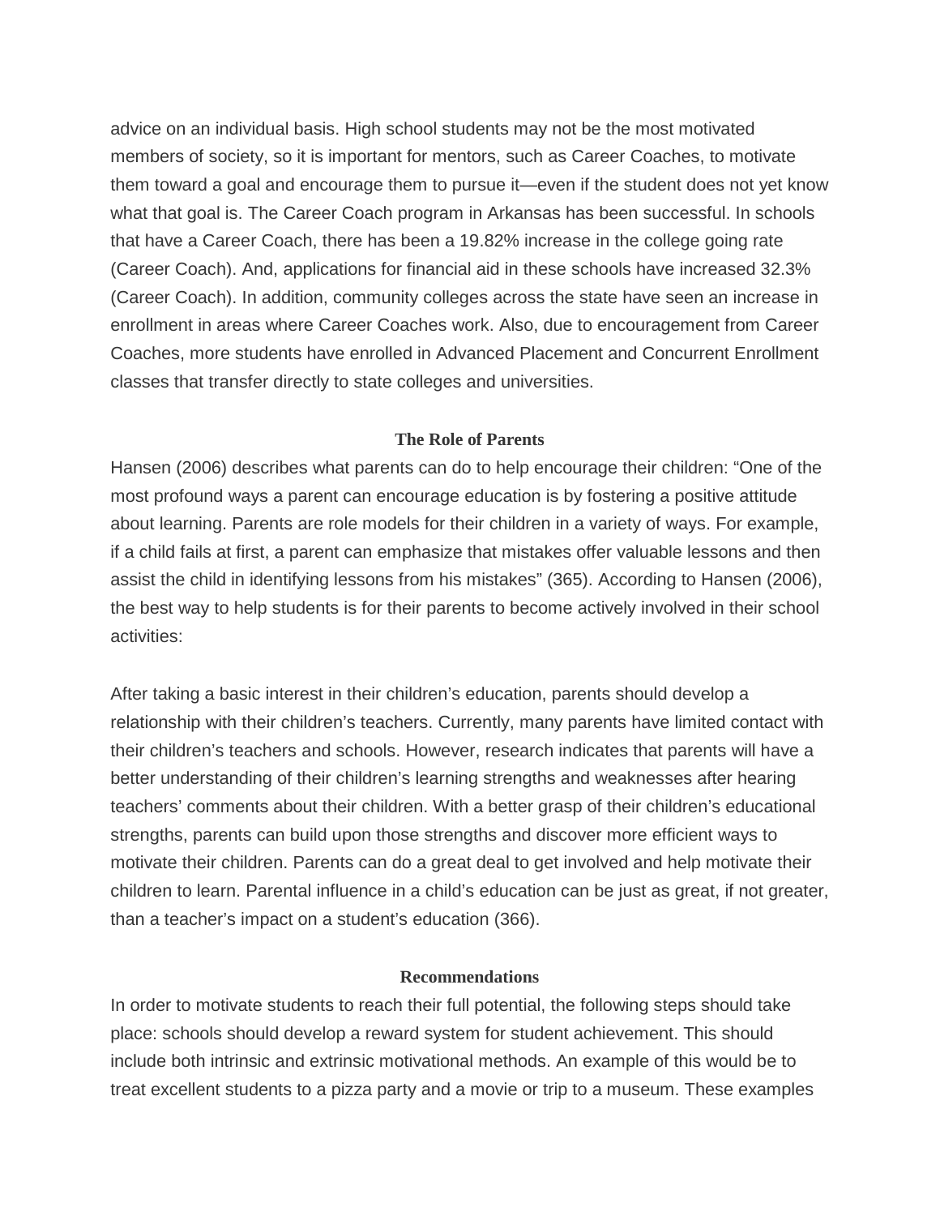advice on an individual basis. High school students may not be the most motivated members of society, so it is important for mentors, such as Career Coaches, to motivate them toward a goal and encourage them to pursue it—even if the student does not yet know what that goal is. The Career Coach program in Arkansas has been successful. In schools that have a Career Coach, there has been a 19.82% increase in the college going rate (Career Coach). And, applications for financial aid in these schools have increased 32.3% (Career Coach). In addition, community colleges across the state have seen an increase in enrollment in areas where Career Coaches work. Also, due to encouragement from Career Coaches, more students have enrolled in Advanced Placement and Concurrent Enrollment classes that transfer directly to state colleges and universities.

## The Role of Parents

Hansen (2006) describes what parents can do to help encourage their children: "One of the most profound ways a parent can encourage education is by fostering a positive attitude about learning. Parents are role models for their children in a variety of ways. For example, if a child fails at first, a parent can emphasize that mistakes offer valuable lessons and then assist the child in identifying lessons from his mistakes" (365). According to Hansen (2006), the best way to help students is for their parents to become actively involved in their school activities:

After taking a basic interest in their children's education, parents should develop a relationship with their children's teachers. Currently, many parents have limited contact with their children's teachers and schools. However, research indicates that parents will have a better understanding of their children's learning strengths and weaknesses after hearing teachers' comments about their children. With a better grasp of their children's educational strengths, parents can build upon those strengths and discover more efficient ways to motivate their children. Parents can do a great deal to get involved and help motivate their children to learn. Parental influence in a child's education can be just as great, if not greater, than a teacher's impact on a student's education (366).

## Recommendations

In order to motivate students to reach their full potential, the following steps should take place: schools should develop a reward system for student achievement. This should include both intrinsic and extrinsic motivational methods. An example of this would be to treat excellent students to a pizza party and a movie or trip to a museum. These examples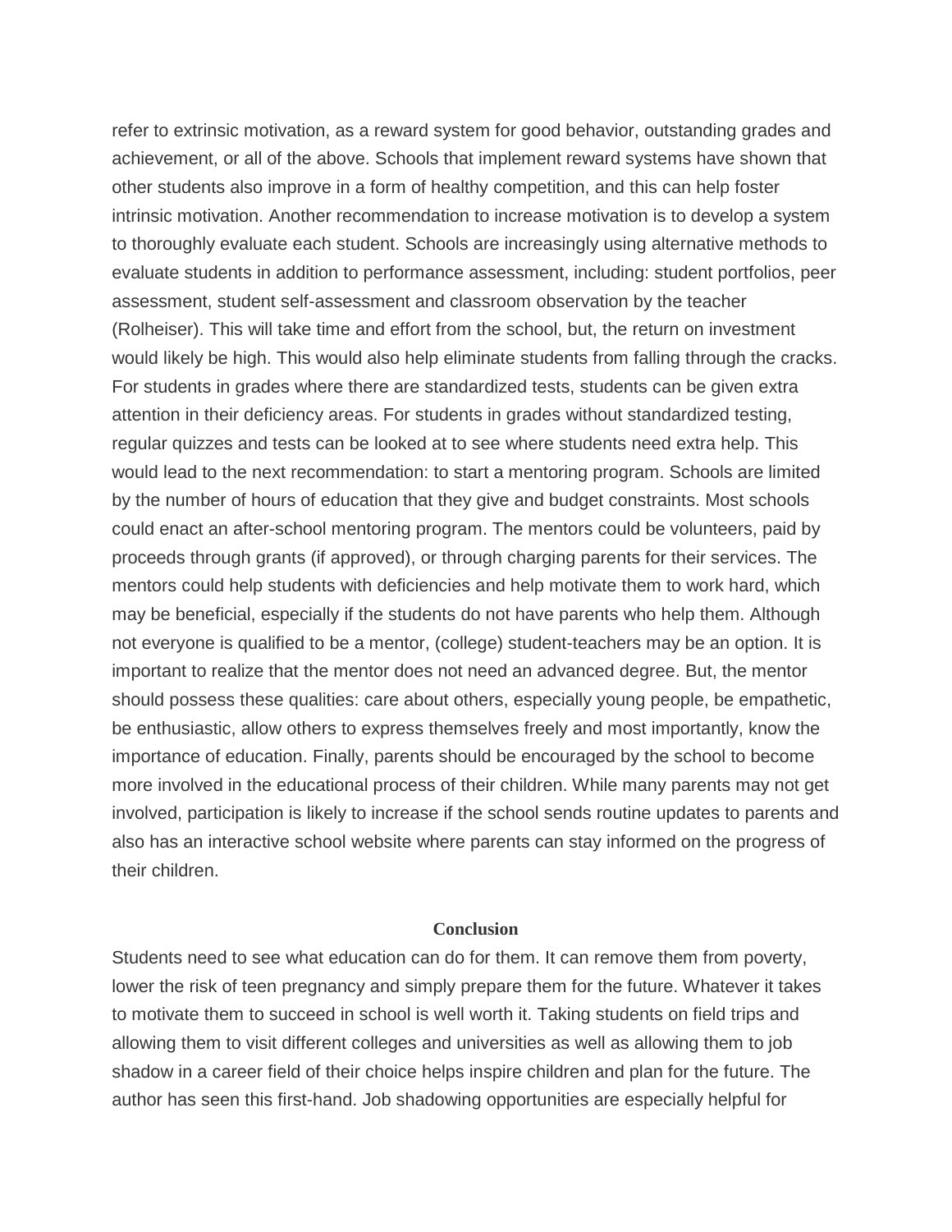refer to extrinsic motivation, as a reward system for good behavior, outstanding grades and achievement, or all of the above. Schools that implement reward systems have shown that other students also improve in a form of healthy competition, and this can help foster intrinsic motivation. Another recommendation to increase motivation is to develop a system to thoroughly evaluate each student. Schools are increasingly using alternative methods to evaluate students in addition to performance assessment, including: student portfolios, peer assessment, student self-assessment and classroom observation by the teacher (Rolheiser). This will take time and effort from the school, but, the return on investment would likely be high. This would also help eliminate students from falling through the cracks. For students in grades where there are standardized tests, students can be given extra attention in their deficiency areas. For students in grades without standardized testing, regular quizzes and tests can be looked at to see where students need extra help. This would lead to the next recommendation: to start a mentoring program. Schools are limited by the number of hours of education that they give and budget constraints. Most schools could enact an after-school mentoring program. The mentors could be volunteers, paid by proceeds through grants (if approved), or through charging parents for their services. The mentors could help students with deficiencies and help motivate them to work hard, which may be beneficial, especially if the students do not have parents who help them. Although not everyone is qualified to be a mentor, (college) student-teachers may be an option. It is important to realize that the mentor does not need an advanced degree. But, the mentor should possess these qualities: care about others, especially young people, be empathetic, be enthusiastic, allow others to express themselves freely and most importantly, know the importance of education. Finally, parents should be encouraged by the school to become more involved in the educational process of their children. While many parents may not get involved, participation is likely to increase if the school sends routine updates to parents and also has an interactive school website where parents can stay informed on the progress of their children.

## Conclusion

Students need to see what education can do for them. It can remove them from poverty, lower the risk of teen pregnancy and simply prepare them for the future. Whatever it takes to motivate them to succeed in school is well worth it. Taking students on field trips and allowing them to visit different colleges and universities as well as allowing them to job shadow in a career field of their choice helps inspire children and plan for the future. The author has seen this first-hand. Job shadowing opportunities are especially helpful for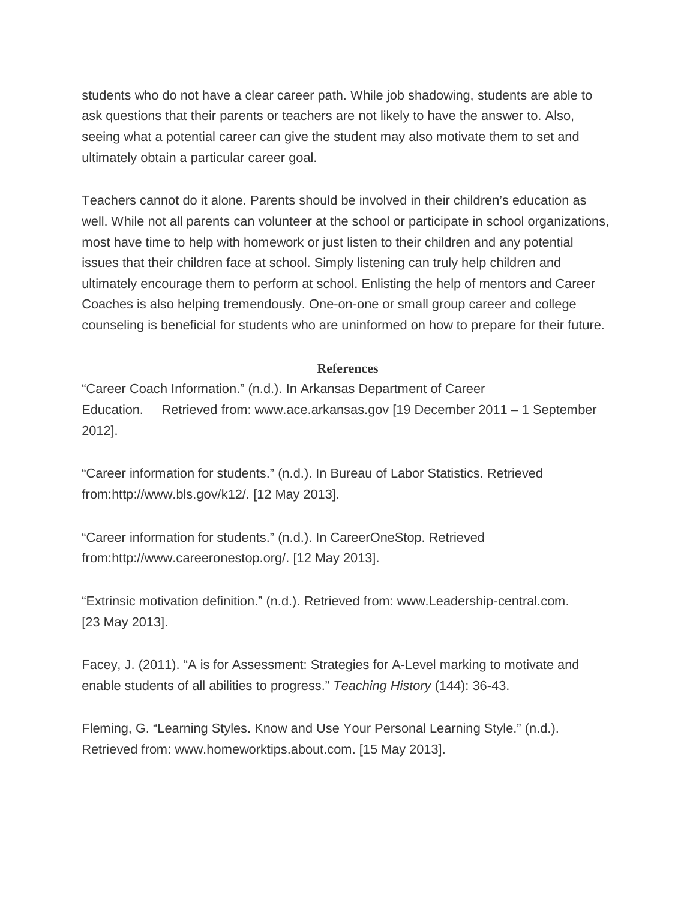students who do not have a clear career path. While job shadowing, students are able to ask questions that their parents or teachers are not likely to have the answer to. Also, seeing what a potential career can give the student may also motivate them to set and ultimately obtain a particular career goal.

Teachers cannot do it alone. Parents should be involved in their children's education as well. While not all parents can volunteer at the school or participate in school organizations, most have time to help with homework or just listen to their children and any potential issues that their children face at school. Simply listening can truly help children and ultimately encourage them to perform at school. Enlisting the help of mentors and Career Coaches is also helping tremendously. One-on-one or small group career and college counseling is beneficial for students who are uninformed on how to prepare for their future.

## References

"Career Coach Information." (n.d.). In Arkansas Department of Career Education. Retrieved from: www.ace.arkansas.gov [19 December 2011 – 1 September 2012].

"Career information for students." (n.d.). In Bureau of Labor Statistics. Retrieved from:http://www.bls.gov/k12/. [12 May 2013].

"Career information for students." (n.d.). In CareerOneStop. Retrieved from:http://www.careeronestop.org/. [12 May 2013].

"Extrinsic motivation definition." (n.d.). Retrieved from: www.Leadership-central.com. [23 May 2013].

Facey, J. (2011). "A is for Assessment: Strategies for A-Level marking to motivate and enable students of all abilities to progress." *Teaching History* (144): 36-43.

Fleming, G. "Learning Styles. Know and Use Your Personal Learning Style." (n.d.). Retrieved from: www.homeworktips.about.com. [15 May 2013].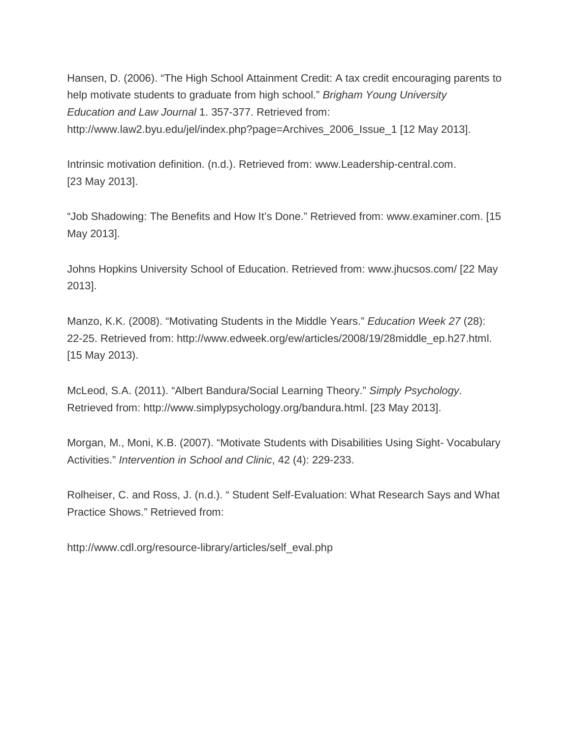Hansen, D. (2006). “The High School Attainment Credit: A tax credit encouraging parents to help motivate students to graduate from high school.” *Brigham Young University Education and Law Journal* 1. 357-377. Retrieved from: http://www.law2.byu.edu/jel/index.php?page=Archives_2006_Issue_1 [12 May 2013].

Intrinsic motivation definition. (n.d.). Retrieved from: www.Leadership-central.com. [23 May 2013].

“Job Shadowing: The Benefits and How It’s Done.” Retrieved from: www.examiner.com. [15 May 2013].

Johns Hopkins University School of Education. Retrieved from: www.jhucsos.com/ [22 May 2013].

Manzo, K.K. (2008). “Motivating Students in the Middle Years.” *Education Week 27* (28): 22-25. Retrieved from: http://www.edweek.org/ew/articles/2008/19/28middle_ep.h27.html. [15 May 2013).

McLeod, S.A. (2011). “Albert Bandura/Social Learning Theory.” *Simply Psychology*. Retrieved from: http://www.simplypsychology.org/bandura.html. [23 May 2013].

Morgan, M., Moni, K.B. (2007). “Motivate Students with Disabilities Using Sight- Vocabulary Activities.” *Intervention in School and Clinic*, 42 (4): 229-233.

Rolheiser, C. and Ross, J. (n.d.). “ Student Self-Evaluation: What Research Says and What Practice Shows.” Retrieved from:

http://www.cdl.org/resource-library/articles/self_eval.php